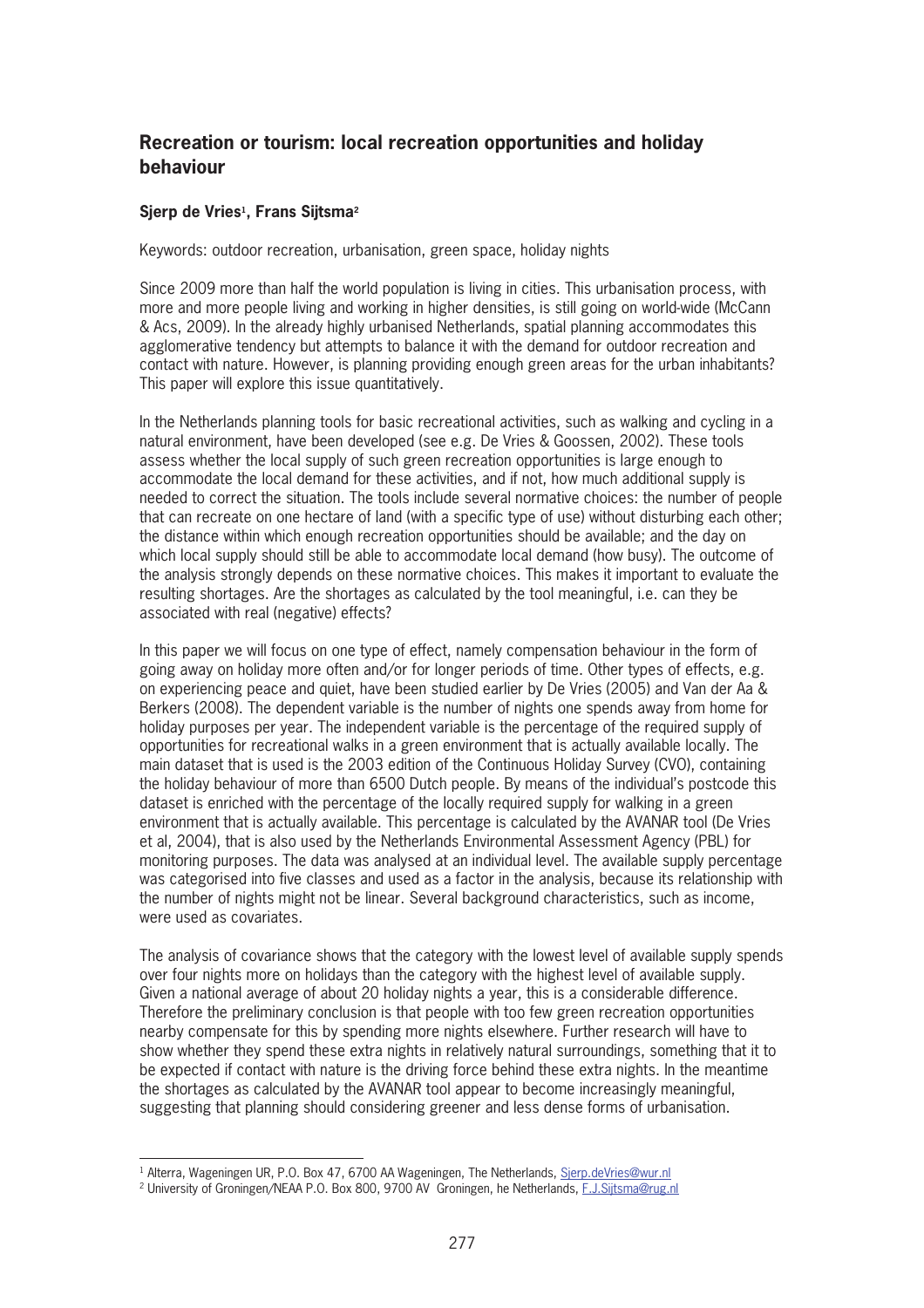## Recreation or tourism: local recreation opportunities and holiday behaviour

**Sjerp de Vries[1], Frans Sijtsma[2]**

Keywords: outdoor recreation, urbanisation, green space, holiday nights

Since 2009 more than half the world population is living in cities. This urbanisation process, with more and more people living and working in higher densities, is still going on world-wide (McCann & Acs, 2009). In the already highly urbanised Netherlands, spatial planning accommodates this agglomerative tendency but attempts to balance it with the demand for outdoor recreation and contact with nature. However, is planning providing enough green areas for the urban inhabitants? This paper will explore this issue quantitatively.

In the Netherlands planning tools for basic recreational activities, such as walking and cycling in a natural environment, have been developed (see e.g. De Vries & Goossen, 2002). These tools assess whether the local supply of such green recreation opportunities is large enough to accommodate the local demand for these activities, and if not, how much additional supply is needed to correct the situation. The tools include several normative choices: the number of people that can recreate on one hectare of land (with a specific type of use) without disturbing each other; the distance within which enough recreation opportunities should be available; and the day on which local supply should still be able to accommodate local demand (how busy). The outcome of the analysis strongly depends on these normative choices. This makes it important to evaluate the resulting shortages. Are the shortages as calculated by the tool meaningful, i.e. can they be associated with real (negative) effects?

In this paper we will focus on one type of effect, namely compensation behaviour in the form of going away on holiday more often and/or for longer periods of time. Other types of effects, e.g. on experiencing peace and quiet, have been studied earlier by De Vries (2005) and Van der Aa & Berkers (2008). The dependent variable is the number of nights one spends away from home for holiday purposes per year. The independent variable is the percentage of the required supply of opportunities for recreational walks in a green environment that is actually available locally. The main dataset that is used is the 2003 edition of the Continuous Holiday Survey (CVO), containing the holiday behaviour of more than 6500 Dutch people. By means of the individual's postcode this dataset is enriched with the percentage of the locally required supply for walking in a green environment that is actually available. This percentage is calculated by the AVANAR tool (De Vries et al, 2004), that is also used by the Netherlands Environmental Assessment Agency (PBL) for monitoring purposes. The data was analysed at an individual level. The available supply percentage was categorised into five classes and used as a factor in the analysis, because its relationship with the number of nights might not be linear. Several background characteristics, such as income, were used as covariates.

The analysis of covariance shows that the category with the lowest level of available supply spends over four nights more on holidays than the category with the highest level of available supply. Given a national average of about 20 holiday nights a year, this is a considerable difference. Therefore the preliminary conclusion is that people with too few green recreation opportunities nearby compensate for this by spending more nights elsewhere. Further research will have to show whether they spend these extra nights in relatively natural surroundings, something that it to be expected if contact with nature is the driving force behind these extra nights. In the meantime the shortages as calculated by the AVANAR tool appear to become increasingly meaningful, suggesting that planning should considering greener and less dense forms of urbanisation.

---

[1] Alterra, Wageningen UR, P.O. Box 47, 6700 AA Wageningen, The Netherlands, Sjerp.deVries@wur.nl

[2] University of Groningen/NEAA P.O. Box 800, 9700 AV Groningen, he Netherlands, F.J.Sijtsma@rug.nl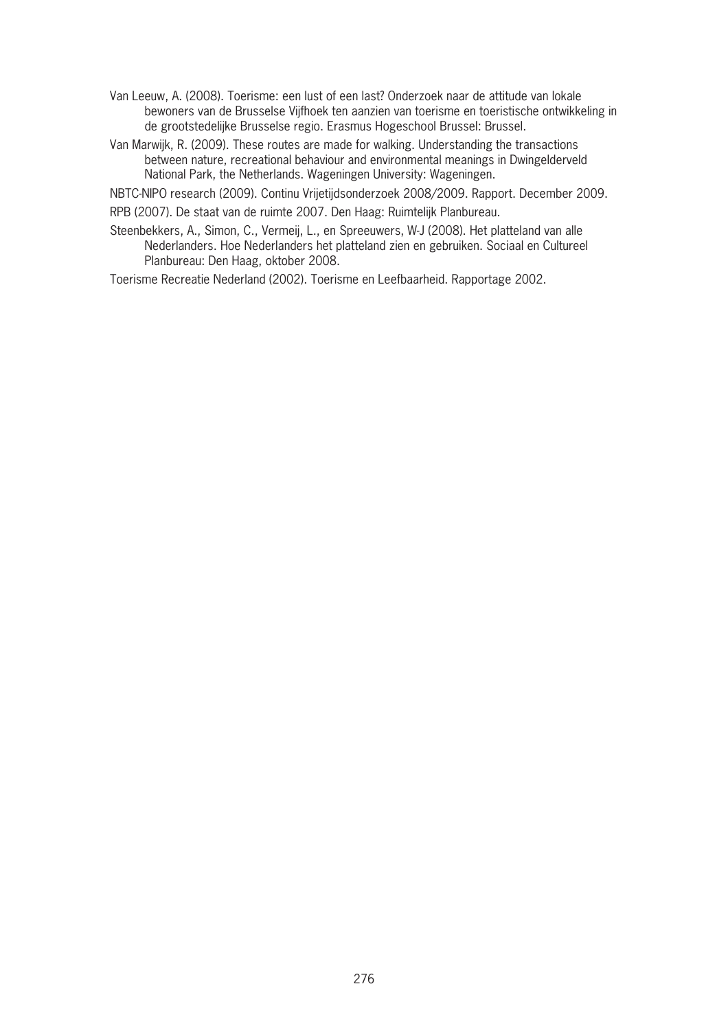Van Leeuw, A. (2008). Toerisme: een lust of een last? Onderzoek naar de attitude van lokale bewoners van de Brusselse Vijfhoek ten aanzien van toerisme en toeristische ontwikkeling in de grootstedelijke Brusselse regio. Erasmus Hogeschool Brussel: Brussel.

Van Marwijk, R. (2009). These routes are made for walking. Understanding the transactions between nature, recreational behaviour and environmental meanings in Dwingelderveld National Park, the Netherlands. Wageningen University: Wageningen.

NBTC-NIPO research (2009). Continu Vrijetijdsonderzoek 2008/2009. Rapport. December 2009.

RPB (2007). De staat van de ruimte 2007. Den Haag: Ruimtelijk Planbureau.

Steenbekkers, A., Simon, C., Vermeij, L., en Spreeuwers, W-J (2008). Het platteland van alle Nederlanders. Hoe Nederlanders het platteland zien en gebruiken. Sociaal en Cultureel Planbureau: Den Haag, oktober 2008.

Toerisme Recreatie Nederland (2002). Toerisme en Leefbaarheid. Rapportage 2002.